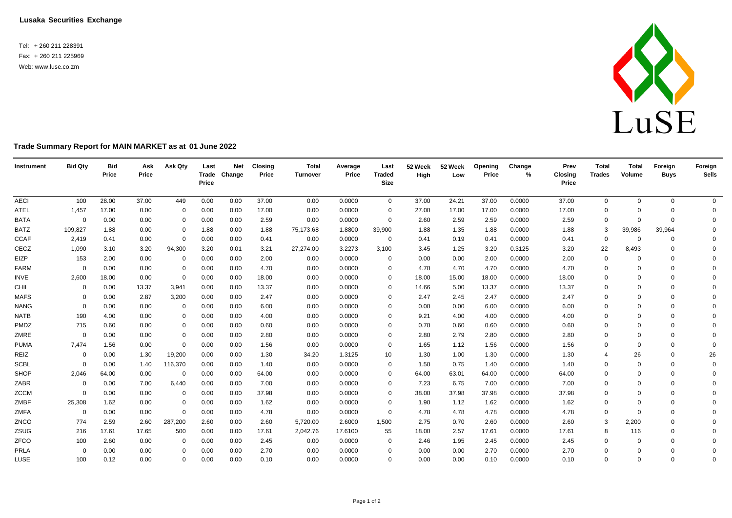# Lusaka Securities Exchange

Tel: + 260 211 228391
Fax: + 260 211 225969
Web: www.luse.co.zm

## Trade Summary Report for MAIN MARKET as at 01 June 2022

| Instrument | Bid Qty | Bid Price | Ask Price | Ask Qty | Last Trade Price | Net Change | Closing Price | Total Turnover | Average Price | Last Traded Size | 52 Week High | 52 Week Low | Opening Price | Change % | Prev Closing Price | Total Trades | Total Volume | Foreign Buys | Foreign Sells |
|---|---|---|---|---|---|---|---|---|---|---|---|---|---|---|---|---|---|---|---|
| AECI | 100 | 28.00 | 37.00 | 449 | 0.00 | 0.00 | 37.00 | 0.00 | 0.0000 | 0 | 37.00 | 24.21 | 37.00 | 0.0000 | 37.00 | 0 | 0 | 0 | 0 |
| ATEL | 1,457 | 17.00 | 0.00 | 0 | 0.00 | 0.00 | 17.00 | 0.00 | 0.0000 | 0 | 27.00 | 17.00 | 17.00 | 0.0000 | 17.00 | 0 | 0 | 0 | 0 |
| BATA | 0 | 0.00 | 0.00 | 0 | 0.00 | 0.00 | 2.59 | 0.00 | 0.0000 | 0 | 2.60 | 2.59 | 2.59 | 0.0000 | 2.59 | 0 | 0 | 0 | 0 |
| BATZ | 109,827 | 1.88 | 0.00 | 0 | 1.88 | 0.00 | 1.88 | 75,173.68 | 1.8800 | 39,900 | 1.88 | 1.35 | 1.88 | 0.0000 | 1.88 | 3 | 39,986 | 39,964 | 0 |
| CCAF | 2,419 | 0.41 | 0.00 | 0 | 0.00 | 0.00 | 0.41 | 0.00 | 0.0000 | 0 | 0.41 | 0.19 | 0.41 | 0.0000 | 0.41 | 0 | 0 | 0 | 0 |
| CECZ | 1,090 | 3.10 | 3.20 | 94,300 | 3.20 | 0.01 | 3.21 | 27,274.00 | 3.2273 | 3,100 | 3.45 | 1.25 | 3.20 | 0.3125 | 3.20 | 22 | 8,493 | 0 | 0 |
| EIZP | 153 | 2.00 | 0.00 | 0 | 0.00 | 0.00 | 2.00 | 0.00 | 0.0000 | 0 | 0.00 | 0.00 | 2.00 | 0.0000 | 2.00 | 0 | 0 | 0 | 0 |
| FARM | 0 | 0.00 | 0.00 | 0 | 0.00 | 0.00 | 4.70 | 0.00 | 0.0000 | 0 | 4.70 | 4.70 | 4.70 | 0.0000 | 4.70 | 0 | 0 | 0 | 0 |
| INVE | 2,600 | 18.00 | 0.00 | 0 | 0.00 | 0.00 | 18.00 | 0.00 | 0.0000 | 0 | 18.00 | 15.00 | 18.00 | 0.0000 | 18.00 | 0 | 0 | 0 | 0 |
| CHIL | 0 | 0.00 | 13.37 | 3,941 | 0.00 | 0.00 | 13.37 | 0.00 | 0.0000 | 0 | 14.66 | 5.00 | 13.37 | 0.0000 | 13.37 | 0 | 0 | 0 | 0 |
| MAFS | 0 | 0.00 | 2.87 | 3,200 | 0.00 | 0.00 | 2.47 | 0.00 | 0.0000 | 0 | 2.47 | 2.45 | 2.47 | 0.0000 | 2.47 | 0 | 0 | 0 | 0 |
| NANG | 0 | 0.00 | 0.00 | 0 | 0.00 | 0.00 | 6.00 | 0.00 | 0.0000 | 0 | 0.00 | 0.00 | 6.00 | 0.0000 | 6.00 | 0 | 0 | 0 | 0 |
| NATB | 190 | 4.00 | 0.00 | 0 | 0.00 | 0.00 | 4.00 | 0.00 | 0.0000 | 0 | 9.21 | 4.00 | 4.00 | 0.0000 | 4.00 | 0 | 0 | 0 | 0 |
| PMDZ | 715 | 0.60 | 0.00 | 0 | 0.00 | 0.00 | 0.60 | 0.00 | 0.0000 | 0 | 0.70 | 0.60 | 0.60 | 0.0000 | 0.60 | 0 | 0 | 0 | 0 |
| ZMRE | 0 | 0.00 | 0.00 | 0 | 0.00 | 0.00 | 2.80 | 0.00 | 0.0000 | 0 | 2.80 | 2.79 | 2.80 | 0.0000 | 2.80 | 0 | 0 | 0 | 0 |
| PUMA | 7,474 | 1.56 | 0.00 | 0 | 0.00 | 0.00 | 1.56 | 0.00 | 0.0000 | 0 | 1.65 | 1.12 | 1.56 | 0.0000 | 1.56 | 0 | 0 | 0 | 0 |
| REIZ | 0 | 0.00 | 1.30 | 19,200 | 0.00 | 0.00 | 1.30 | 34.20 | 1.3125 | 10 | 1.30 | 1.00 | 1.30 | 0.0000 | 1.30 | 4 | 26 | 0 | 26 |
| SCBL | 0 | 0.00 | 1.40 | 116,370 | 0.00 | 0.00 | 1.40 | 0.00 | 0.0000 | 0 | 1.50 | 0.75 | 1.40 | 0.0000 | 1.40 | 0 | 0 | 0 | 0 |
| SHOP | 2,046 | 64.00 | 0.00 | 0 | 0.00 | 0.00 | 64.00 | 0.00 | 0.0000 | 0 | 64.00 | 63.01 | 64.00 | 0.0000 | 64.00 | 0 | 0 | 0 | 0 |
| ZABR | 0 | 0.00 | 7.00 | 6,440 | 0.00 | 0.00 | 7.00 | 0.00 | 0.0000 | 0 | 7.23 | 6.75 | 7.00 | 0.0000 | 7.00 | 0 | 0 | 0 | 0 |
| ZCCM | 0 | 0.00 | 0.00 | 0 | 0.00 | 0.00 | 37.98 | 0.00 | 0.0000 | 0 | 38.00 | 37.98 | 37.98 | 0.0000 | 37.98 | 0 | 0 | 0 | 0 |
| ZMBF | 25,308 | 1.62 | 0.00 | 0 | 0.00 | 0.00 | 1.62 | 0.00 | 0.0000 | 0 | 1.90 | 1.12 | 1.62 | 0.0000 | 1.62 | 0 | 0 | 0 | 0 |
| ZMFA | 0 | 0.00 | 0.00 | 0 | 0.00 | 0.00 | 4.78 | 0.00 | 0.0000 | 0 | 4.78 | 4.78 | 4.78 | 0.0000 | 4.78 | 0 | 0 | 0 | 0 |
| ZNCO | 774 | 2.59 | 2.60 | 287,200 | 2.60 | 0.00 | 2.60 | 5,720.00 | 2.6000 | 1,500 | 2.75 | 0.70 | 2.60 | 0.0000 | 2.60 | 3 | 2,200 | 0 | 0 |
| ZSUG | 216 | 17.61 | 17.65 | 500 | 0.00 | 0.00 | 17.61 | 2,042.76 | 17.6100 | 55 | 18.00 | 2.57 | 17.61 | 0.0000 | 17.61 | 8 | 116 | 0 | 0 |
| ZFCO | 100 | 2.60 | 0.00 | 0 | 0.00 | 0.00 | 2.45 | 0.00 | 0.0000 | 0 | 2.46 | 1.95 | 2.45 | 0.0000 | 2.45 | 0 | 0 | 0 | 0 |
| PRLA | 0 | 0.00 | 0.00 | 0 | 0.00 | 0.00 | 2.70 | 0.00 | 0.0000 | 0 | 0.00 | 0.00 | 2.70 | 0.0000 | 2.70 | 0 | 0 | 0 | 0 |
| LUSE | 100 | 0.12 | 0.00 | 0 | 0.00 | 0.00 | 0.10 | 0.00 | 0.0000 | 0 | 0.00 | 0.00 | 0.10 | 0.0000 | 0.10 | 0 | 0 | 0 | 0 |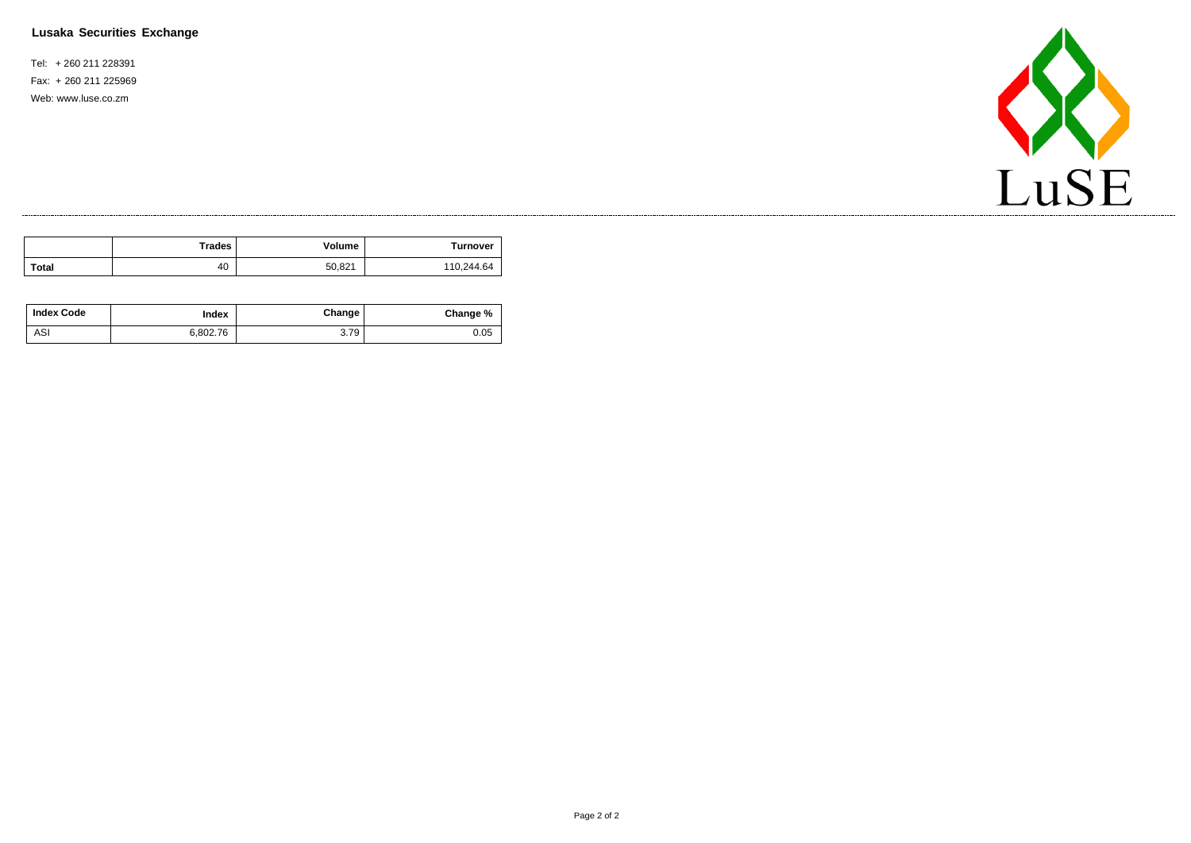**Lusaka Securities Exchange**

Tel: + 260 211 228391

Fax: + 260 211 225969

Web: www.luse.co.zm

LuSE

| | Trades | Volume | Turnover |
|---|---|---|---|
| **Total** | 40 | 50,821 | 110,244.64 |

| Index Code | Index | Change | Change % |
|---|---|---|---|
| ASI | 6,802.76 | 3.79 | 0.05 |